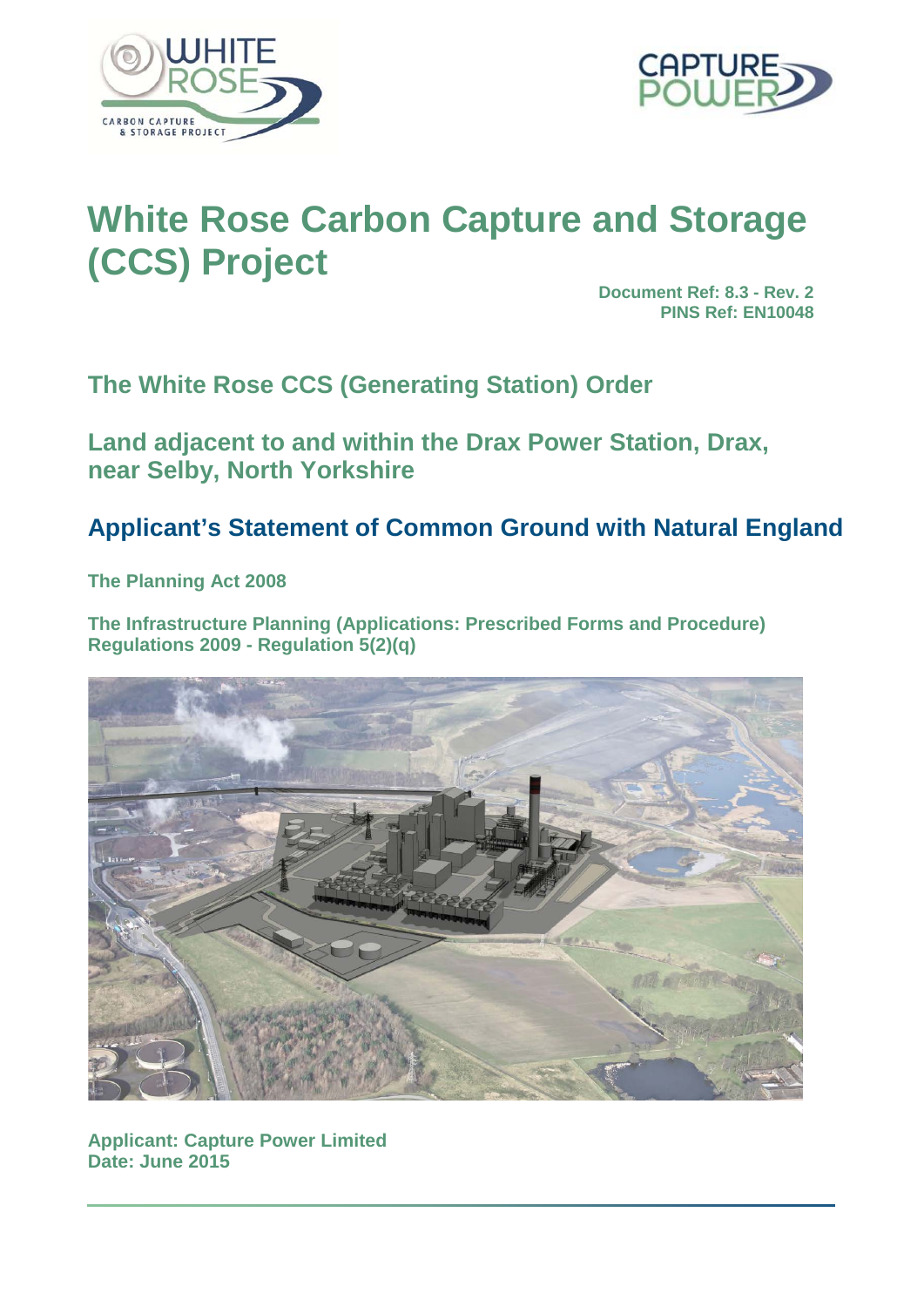# White Rose Carbon Capture and Storage (CCS) Project

**Document Ref: 8.3 - Rev. 2**
**PINS Ref: EN10048**

## The White Rose CCS (Generating Station) Order

## Land adjacent to and within the Drax Power Station, Drax, near Selby, North Yorkshire

## Applicant's Statement of Common Ground with Natural England

**The Planning Act 2008**

**The Infrastructure Planning (Applications: Prescribed Forms and Procedure) Regulations 2009 - Regulation 5(2)(q)**

**Applicant: Capture Power Limited**
**Date: June 2015**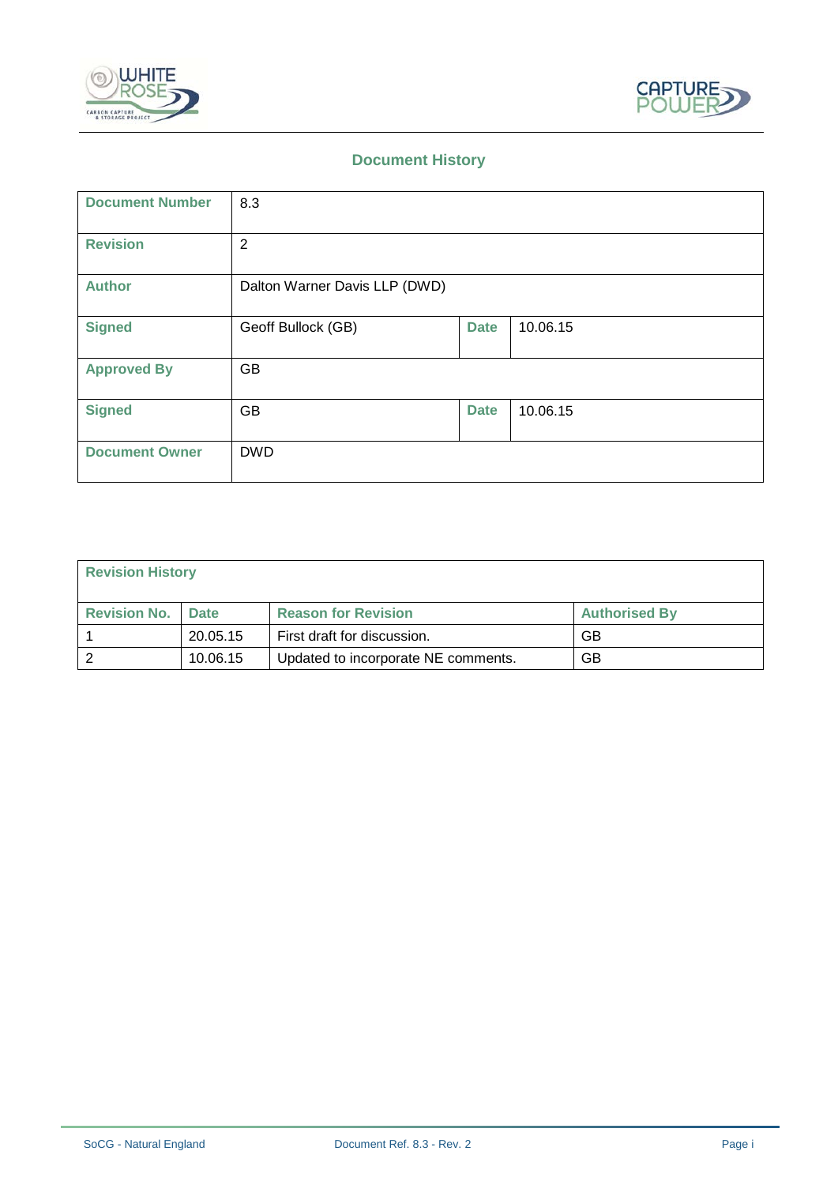## Document History

| Document Number | 8.3 | | |
|---|---|---|---|
| Revision | 2 | | |
| Author | Dalton Warner Davis LLP (DWD) | | |
| Signed | Geoff Bullock (GB) | Date | 10.06.15 |
| Approved By | GB | | |
| Signed | GB | Date | 10.06.15 |
| Document Owner | DWD | | |

| Revision History | | | |
|---|---|---|---|
| Revision No. | Date | Reason for Revision | Authorised By |
| 1 | 20.05.15 | First draft for discussion. | GB |
| 2 | 10.06.15 | Updated to incorporate NE comments. | GB |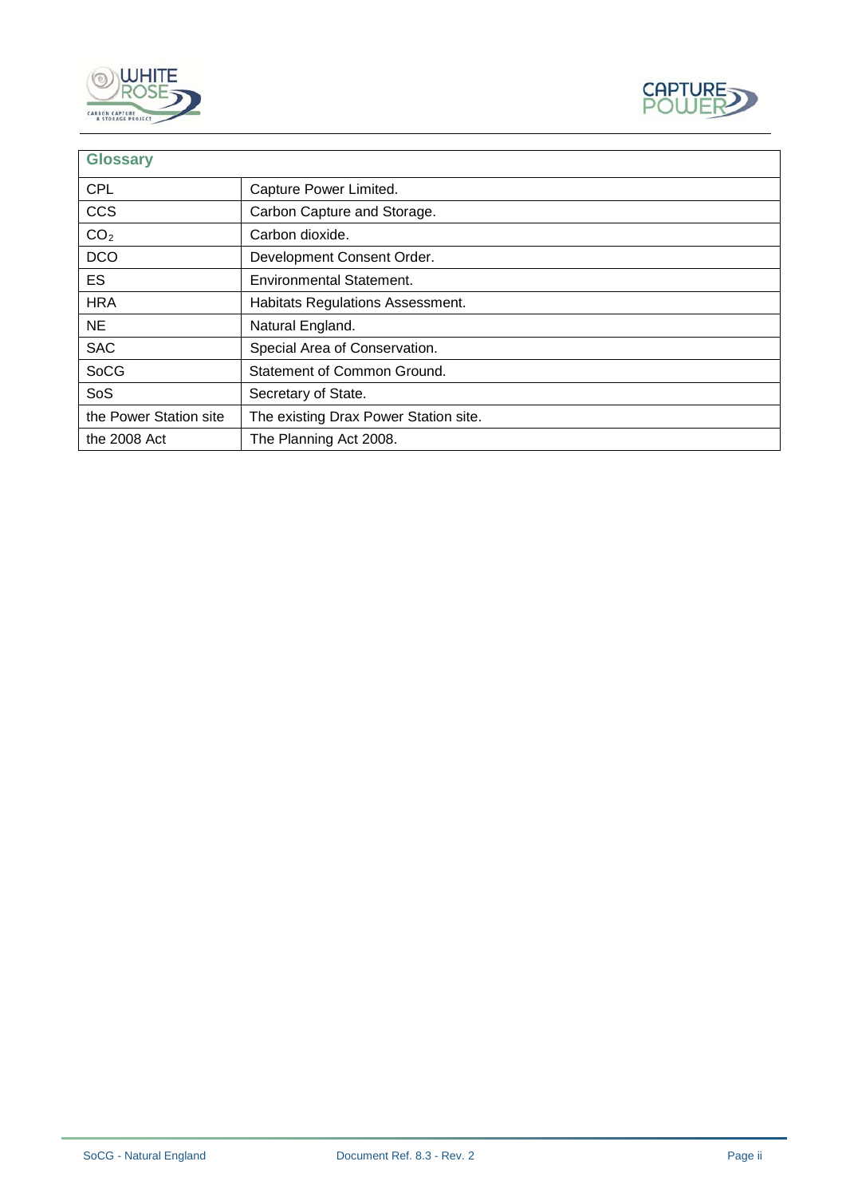| Glossary | |
|---|---|
| CPL | Capture Power Limited. |
| CCS | Carbon Capture and Storage. |
| $CO_2$ | Carbon dioxide. |
| DCO | Development Consent Order. |
| ES | Environmental Statement. |
| HRA | Habitats Regulations Assessment. |
| NE | Natural England. |
| SAC | Special Area of Conservation. |
| SoCG | Statement of Common Ground. |
| SoS | Secretary of State. |
| the Power Station site | The existing Drax Power Station site. |
| the 2008 Act | The Planning Act 2008. |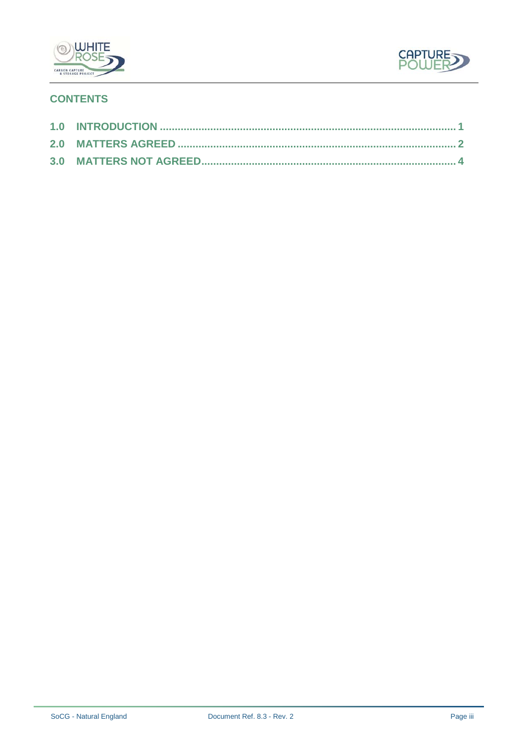## CONTENTS

| | |
|---|---|
| 1.0 INTRODUCTION | 1 |
| 2.0 MATTERS AGREED | 2 |
| 3.0 MATTERS NOT AGREED | 4 |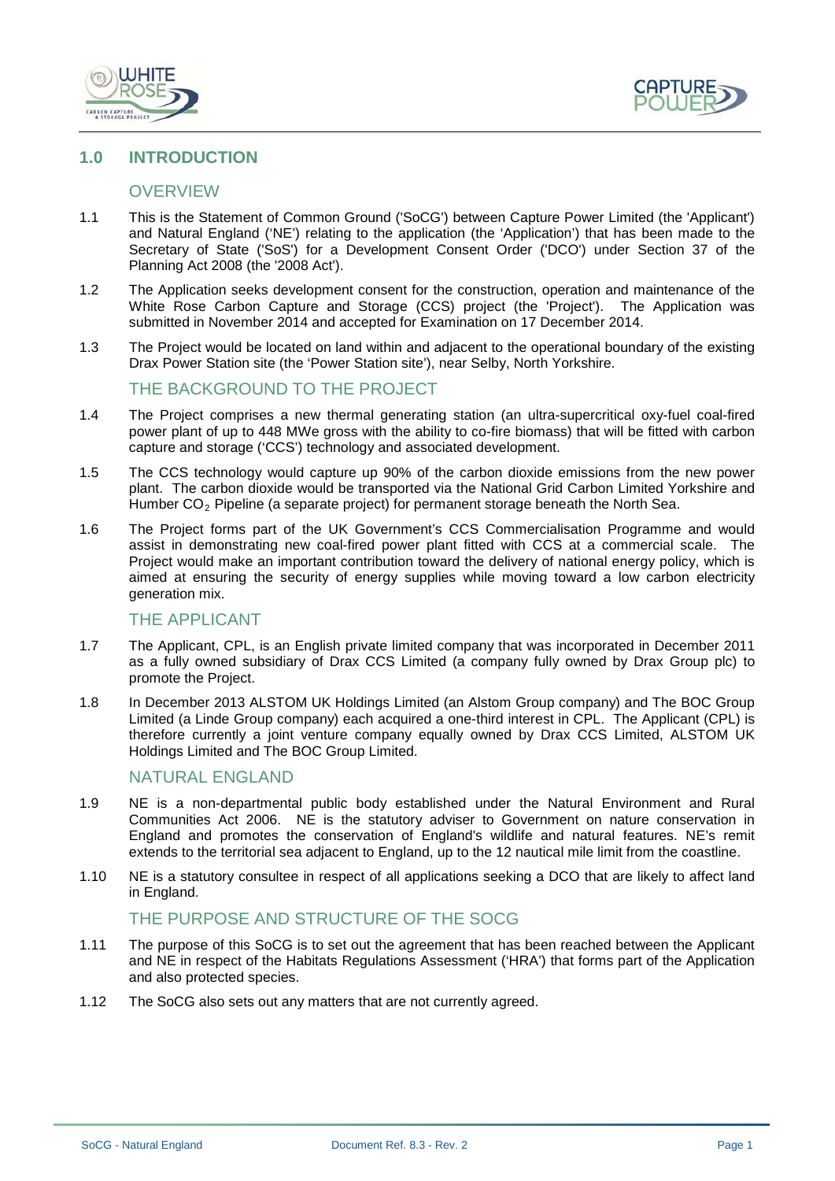## 1.0 INTRODUCTION

### OVERVIEW

1.1 This is the Statement of Common Ground ('SoCG') between Capture Power Limited (the 'Applicant') and Natural England ('NE') relating to the application (the 'Application') that has been made to the Secretary of State ('SoS') for a Development Consent Order ('DCO') under Section 37 of the Planning Act 2008 (the '2008 Act').

1.2 The Application seeks development consent for the construction, operation and maintenance of the White Rose Carbon Capture and Storage (CCS) project (the 'Project'). The Application was submitted in November 2014 and accepted for Examination on 17 December 2014.

1.3 The Project would be located on land within and adjacent to the operational boundary of the existing Drax Power Station site (the 'Power Station site'), near Selby, North Yorkshire.

### THE BACKGROUND TO THE PROJECT

1.4 The Project comprises a new thermal generating station (an ultra-supercritical oxy-fuel coal-fired power plant of up to 448 MWe gross with the ability to co-fire biomass) that will be fitted with carbon capture and storage ('CCS') technology and associated development.

1.5 The CCS technology would capture up 90% of the carbon dioxide emissions from the new power plant. The carbon dioxide would be transported via the National Grid Carbon Limited Yorkshire and Humber $CO_2$ Pipeline (a separate project) for permanent storage beneath the North Sea.

1.6 The Project forms part of the UK Government's CCS Commercialisation Programme and would assist in demonstrating new coal-fired power plant fitted with CCS at a commercial scale. The Project would make an important contribution toward the delivery of national energy policy, which is aimed at ensuring the security of energy supplies while moving toward a low carbon electricity generation mix.

### THE APPLICANT

1.7 The Applicant, CPL, is an English private limited company that was incorporated in December 2011 as a fully owned subsidiary of Drax CCS Limited (a company fully owned by Drax Group plc) to promote the Project.

1.8 In December 2013 ALSTOM UK Holdings Limited (an Alstom Group company) and The BOC Group Limited (a Linde Group company) each acquired a one-third interest in CPL. The Applicant (CPL) is therefore currently a joint venture company equally owned by Drax CCS Limited, ALSTOM UK Holdings Limited and The BOC Group Limited.

### NATURAL ENGLAND

1.9 NE is a non-departmental public body established under the Natural Environment and Rural Communities Act 2006. NE is the statutory adviser to Government on nature conservation in England and promotes the conservation of England's wildlife and natural features. NE's remit extends to the territorial sea adjacent to England, up to the 12 nautical mile limit from the coastline.

1.10 NE is a statutory consultee in respect of all applications seeking a DCO that are likely to affect land in England.

### THE PURPOSE AND STRUCTURE OF THE SOCG

1.11 The purpose of this SoCG is to set out the agreement that has been reached between the Applicant and NE in respect of the Habitats Regulations Assessment ('HRA') that forms part of the Application and also protected species.

1.12 The SoCG also sets out any matters that are not currently agreed.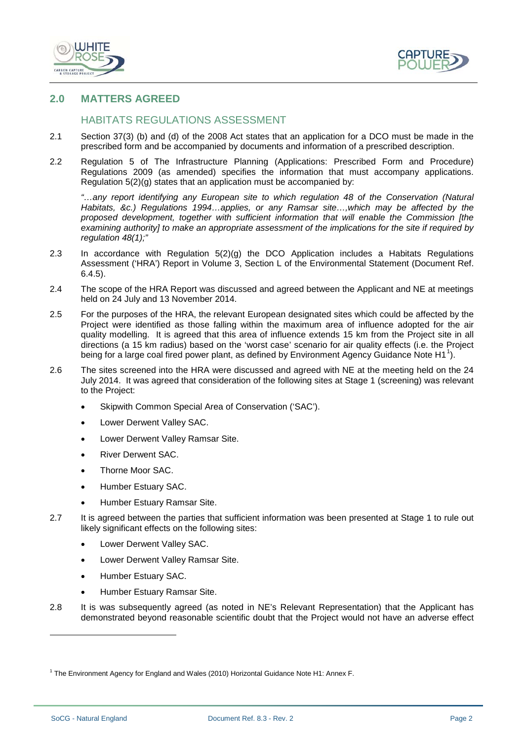## 2.0 MATTERS AGREED

### HABITATS REGULATIONS ASSESSMENT

2.1 Section 37(3) (b) and (d) of the 2008 Act states that an application for a DCO must be made in the prescribed form and be accompanied by documents and information of a prescribed description.

2.2 Regulation 5 of The Infrastructure Planning (Applications: Prescribed Form and Procedure) Regulations 2009 (as amended) specifies the information that must accompany applications. Regulation 5(2)(g) states that an application must be accompanied by:

*"…any report identifying any European site to which regulation 48 of the Conservation (Natural Habitats, &c.) Regulations 1994…applies, or any Ramsar site…,which may be affected by the proposed development, together with sufficient information that will enable the Commission [the examining authority] to make an appropriate assessment of the implications for the site if required by regulation 48(1);"*

2.3 In accordance with Regulation 5(2)(g) the DCO Application includes a Habitats Regulations Assessment ('HRA') Report in Volume 3, Section L of the Environmental Statement (Document Ref. 6.4.5).

2.4 The scope of the HRA Report was discussed and agreed between the Applicant and NE at meetings held on 24 July and 13 November 2014.

2.5 For the purposes of the HRA, the relevant European designated sites which could be affected by the Project were identified as those falling within the maximum area of influence adopted for the air quality modelling. It is agreed that this area of influence extends 15 km from the Project site in all directions (a 15 km radius) based on the 'worst case' scenario for air quality effects (i.e. the Project being for a large coal fired power plant, as defined by Environment Agency Guidance Note H1[1]).

2.6 The sites screened into the HRA were discussed and agreed with NE at the meeting held on the 24 July 2014. It was agreed that consideration of the following sites at Stage 1 (screening) was relevant to the Project:

- Skipwith Common Special Area of Conservation ('SAC').
- Lower Derwent Valley SAC.
- Lower Derwent Valley Ramsar Site.
- River Derwent SAC.
- Thorne Moor SAC.
- Humber Estuary SAC.
- Humber Estuary Ramsar Site.

2.7 It is agreed between the parties that sufficient information was been presented at Stage 1 to rule out likely significant effects on the following sites:

- Lower Derwent Valley SAC.
- Lower Derwent Valley Ramsar Site.
- Humber Estuary SAC.
- Humber Estuary Ramsar Site.

2.8 It is was subsequently agreed (as noted in NE's Relevant Representation) that the Applicant has demonstrated beyond reasonable scientific doubt that the Project would not have an adverse effect

[1] The Environment Agency for England and Wales (2010) Horizontal Guidance Note H1: Annex F.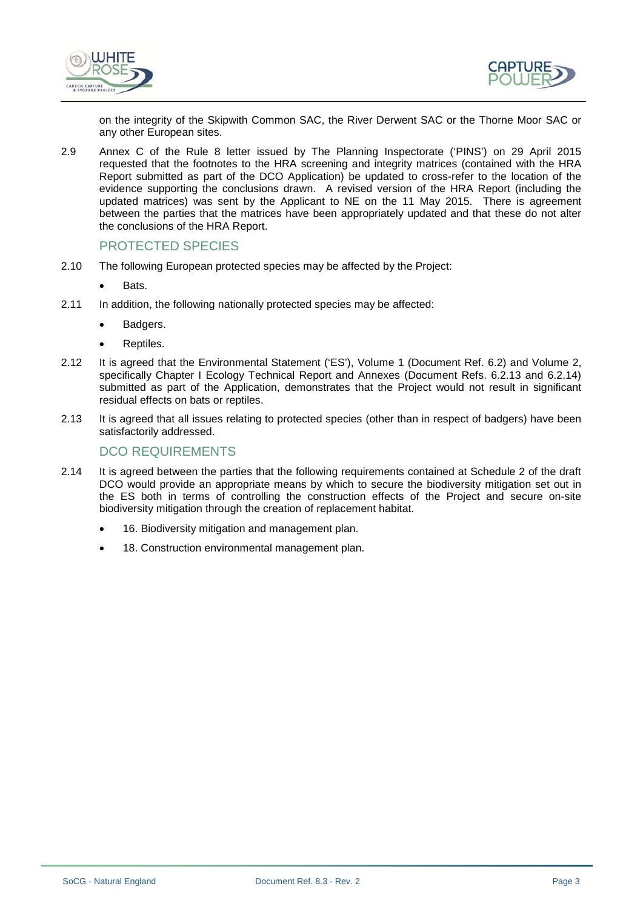on the integrity of the Skipwith Common SAC, the River Derwent SAC or the Thorne Moor SAC or any other European sites.

2.9 Annex C of the Rule 8 letter issued by The Planning Inspectorate ('PINS') on 29 April 2015 requested that the footnotes to the HRA screening and integrity matrices (contained with the HRA Report submitted as part of the DCO Application) be updated to cross-refer to the location of the evidence supporting the conclusions drawn. A revised version of the HRA Report (including the updated matrices) was sent by the Applicant to NE on the 11 May 2015. There is agreement between the parties that the matrices have been appropriately updated and that these do not alter the conclusions of the HRA Report.

## PROTECTED SPECIES

2.10 The following European protected species may be affected by the Project:

- Bats.

2.11 In addition, the following nationally protected species may be affected:

- Badgers.
- Reptiles.

2.12 It is agreed that the Environmental Statement ('ES'), Volume 1 (Document Ref. 6.2) and Volume 2, specifically Chapter I Ecology Technical Report and Annexes (Document Refs. 6.2.13 and 6.2.14) submitted as part of the Application, demonstrates that the Project would not result in significant residual effects on bats or reptiles.

2.13 It is agreed that all issues relating to protected species (other than in respect of badgers) have been satisfactorily addressed.

## DCO REQUIREMENTS

2.14 It is agreed between the parties that the following requirements contained at Schedule 2 of the draft DCO would provide an appropriate means by which to secure the biodiversity mitigation set out in the ES both in terms of controlling the construction effects of the Project and secure on-site biodiversity mitigation through the creation of replacement habitat.

- 16. Biodiversity mitigation and management plan.
- 18. Construction environmental management plan.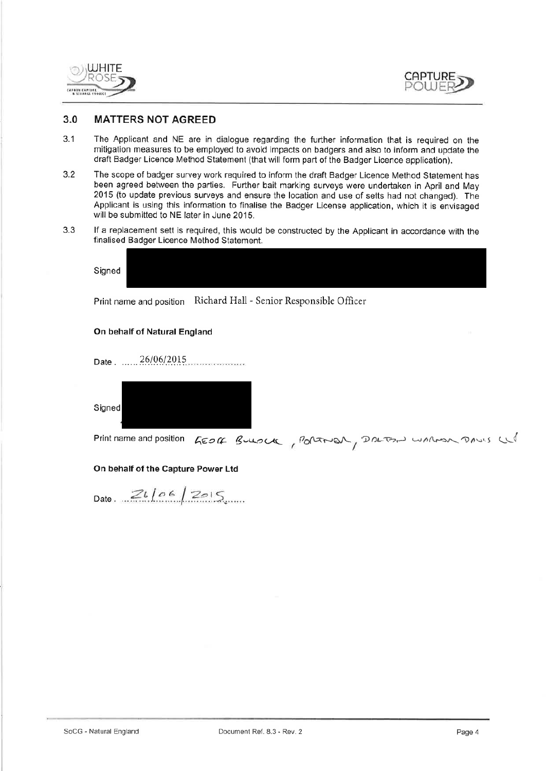## 3.0 MATTERS NOT AGREED

3.1 The Applicant and NE are in dialogue regarding the further information that is required on the mitigation measures to be employed to avoid impacts on badgers and also to inform and update the draft Badger Licence Method Statement (that will form part of the Badger Licence application).

3.2 The scope of badger survey work required to inform the draft Badger Licence Method Statement has been agreed between the parties. Further bait marking surveys were undertaken in April and May 2015 (to update previous surveys and ensure the location and use of setts had not changed). The Applicant is using this information to finalise the Badger License application, which it is envisaged will be submitted to NE later in June 2015.

3.3 If a replacement sett is required, this would be constructed by the Applicant in accordance with the finalised Badger Licence Method Statement.

Signed

Print name and position Richard Hall - Senior Responsible Officer

**On behalf of Natural England**

Date . 26/06/2015

Signed

Print name and position GEOFF BULLOCK, PARTNER, DALTON WARNER DAVIS LLP

**On behalf of the Capture Power Ltd**

Date . 26/06/2015